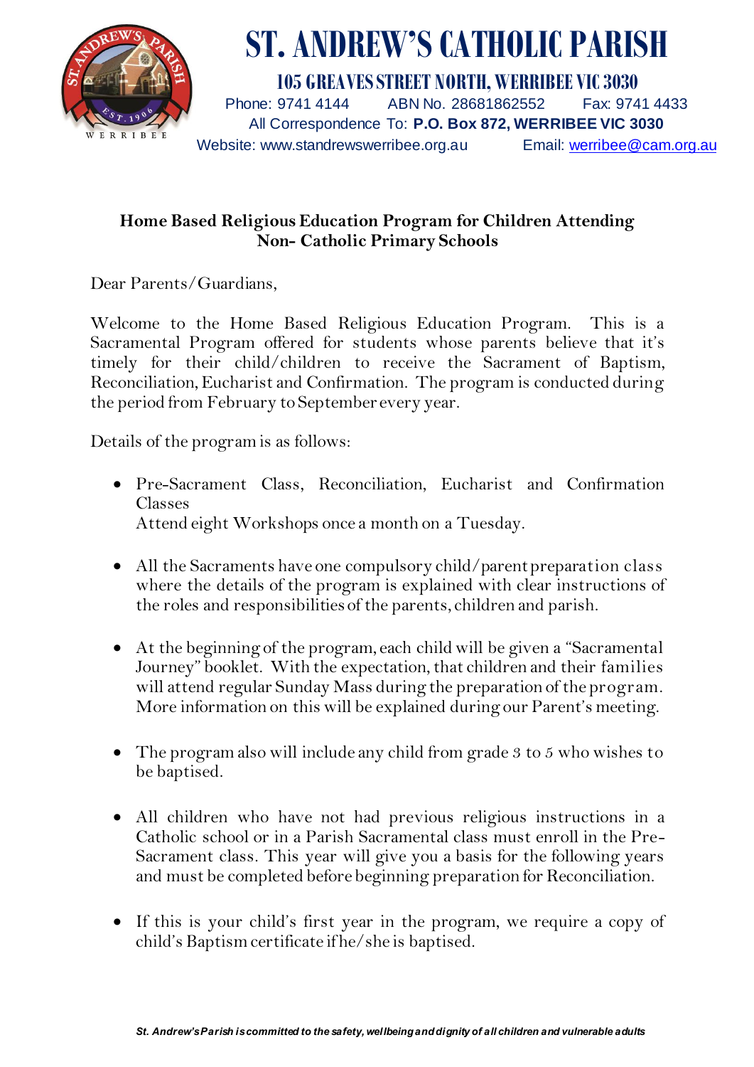# ST. ANDREW'S CATHOLIC PARISH

**105 GREAVES STREET NORTH, WERRIBEE VIC 3030**

Phone: 9741 4144 ABN No. 28681862552 Fax: 9741 4433

All Correspondence To: **P.O. Box 872, WERRIBEE VIC 3030**

Website: www.standrewswerribee.org.au Email: werribee@cam.org.au

### Home Based Religious Education Program for Children Attending Non- Catholic Primary Schools

Dear Parents/Guardians,

Welcome to the Home Based Religious Education Program. This is a Sacramental Program offered for students whose parents believe that it's timely for their child/children to receive the Sacrament of Baptism, Reconciliation, Eucharist and Confirmation. The program is conducted during the period from February to September every year.

Details of the program is as follows:

- Pre-Sacrament Class, Reconciliation, Eucharist and Confirmation Classes
  Attend eight Workshops once a month on a Tuesday.

- All the Sacraments have one compulsory child/parent preparation class where the details of the program is explained with clear instructions of the roles and responsibilities of the parents, children and parish.

- At the beginning of the program, each child will be given a "Sacramental Journey" booklet. With the expectation, that children and their families will attend regular Sunday Mass during the preparation of the program. More information on this will be explained during our Parent's meeting.

- The program also will include any child from grade 3 to 5 who wishes to be baptised.

- All children who have not had previous religious instructions in a Catholic school or in a Parish Sacramental class must enroll in the Pre-Sacrament class. This year will give you a basis for the following years and must be completed before beginning preparation for Reconciliation.

- If this is your child's first year in the program, we require a copy of child's Baptism certificate if he/she is baptised.

*St. Andrew's Parish is committed to the safety, wellbeing and dignity of all children and vulnerable adults*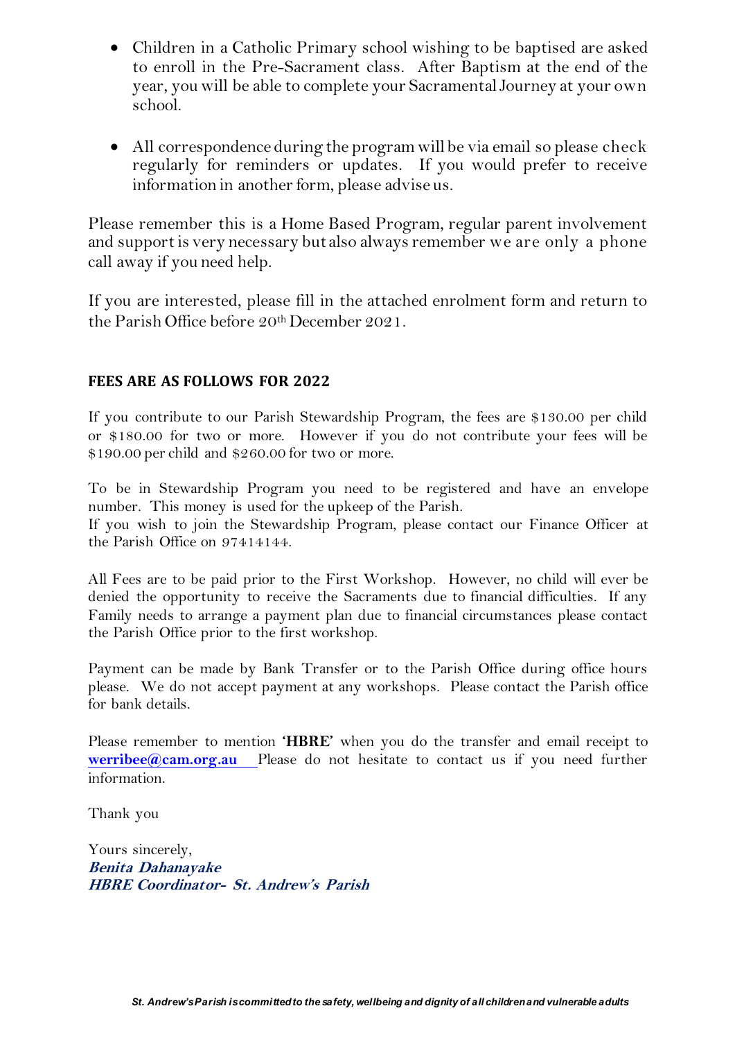- Children in a Catholic Primary school wishing to be baptised are asked to enroll in the Pre-Sacrament class. After Baptism at the end of the year, you will be able to complete your Sacramental Journey at your own school.

- All correspondence during the program will be via email so please check regularly for reminders or updates. If you would prefer to receive information in another form, please advise us.

Please remember this is a Home Based Program, regular parent involvement and support is very necessary but also always remember we are only a phone call away if you need help.

If you are interested, please fill in the attached enrolment form and return to the Parish Office before 20th December 2021.

**FEES ARE AS FOLLOWS FOR 2022**

If you contribute to our Parish Stewardship Program, the fees are $130.00 per child or $180.00 for two or more. However if you do not contribute your fees will be $190.00 per child and $260.00 for two or more.

To be in Stewardship Program you need to be registered and have an envelope number. This money is used for the upkeep of the Parish.
If you wish to join the Stewardship Program, please contact our Finance Officer at the Parish Office on 97414144.

All Fees are to be paid prior to the First Workshop. However, no child will ever be denied the opportunity to receive the Sacraments due to financial difficulties. If any Family needs to arrange a payment plan due to financial circumstances please contact the Parish Office prior to the first workshop.

Payment can be made by Bank Transfer or to the Parish Office during office hours please. We do not accept payment at any workshops. Please contact the Parish office for bank details.

Please remember to mention **'HBRE'** when you do the transfer and email receipt to **werribee@cam.org.au** Please do not hesitate to contact us if you need further information.

Thank you

Yours sincerely,
***Benita Dahanayake***
***HBRE Coordinator- St. Andrew's Parish***

***St. Andrew's Parish is committed to the safety, wellbeing and dignity of all children and vulnerable adults***